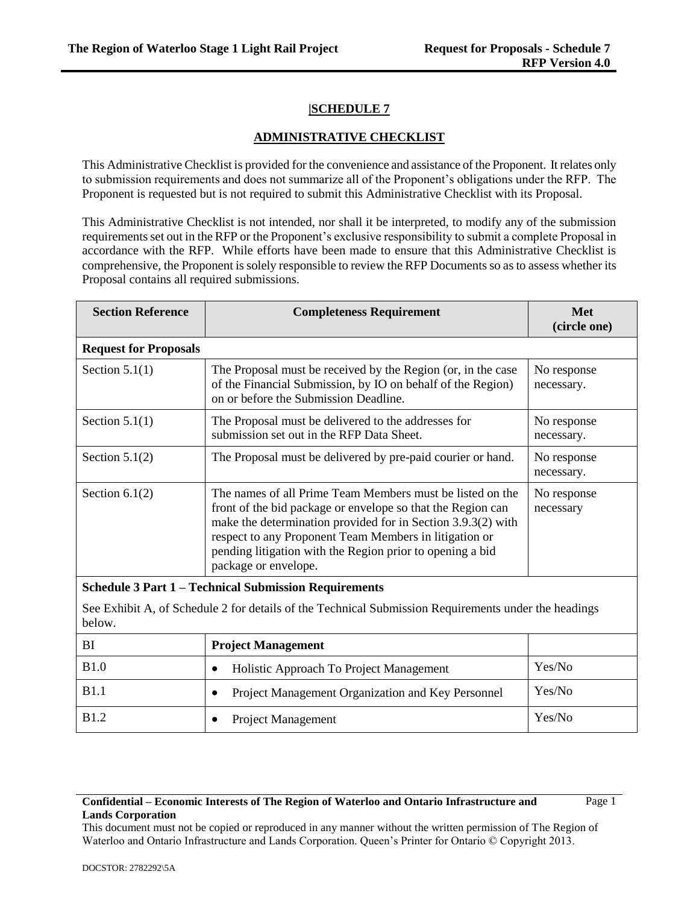## |SCHEDULE 7

## ADMINISTRATIVE CHECKLIST

This Administrative Checklist is provided for the convenience and assistance of the Proponent. It relates only to submission requirements and does not summarize all of the Proponent's obligations under the RFP. The Proponent is requested but is not required to submit this Administrative Checklist with its Proposal.

This Administrative Checklist is not intended, nor shall it be interpreted, to modify any of the submission requirements set out in the RFP or the Proponent's exclusive responsibility to submit a complete Proposal in accordance with the RFP. While efforts have been made to ensure that this Administrative Checklist is comprehensive, the Proponent is solely responsible to review the RFP Documents so as to assess whether its Proposal contains all required submissions.

| Section Reference | Completeness Requirement | Met (circle one) |
|---|---|---|
| **Request for Proposals** | | |
| Section 5.1(1) | The Proposal must be received by the Region (or, in the case of the Financial Submission, by IO on behalf of the Region) on or before the Submission Deadline. | No response necessary. |
| Section 5.1(1) | The Proposal must be delivered to the addresses for submission set out in the RFP Data Sheet. | No response necessary. |
| Section 5.1(2) | The Proposal must be delivered by pre-paid courier or hand. | No response necessary. |
| Section 6.1(2) | The names of all Prime Team Members must be listed on the front of the bid package or envelope so that the Region can make the determination provided for in Section 3.9.3(2) with respect to any Proponent Team Members in litigation or pending litigation with the Region prior to opening a bid package or envelope. | No response necessary |
| **Schedule 3 Part 1 – Technical Submission Requirements**<br><br>See Exhibit A, of Schedule 2 for details of the Technical Submission Requirements under the headings below. | | |
| BI | **Project Management** | |
| B1.0 | • Holistic Approach To Project Management | Yes/No |
| B1.1 | • Project Management Organization and Key Personnel | Yes/No |
| B1.2 | • Project Management | Yes/No |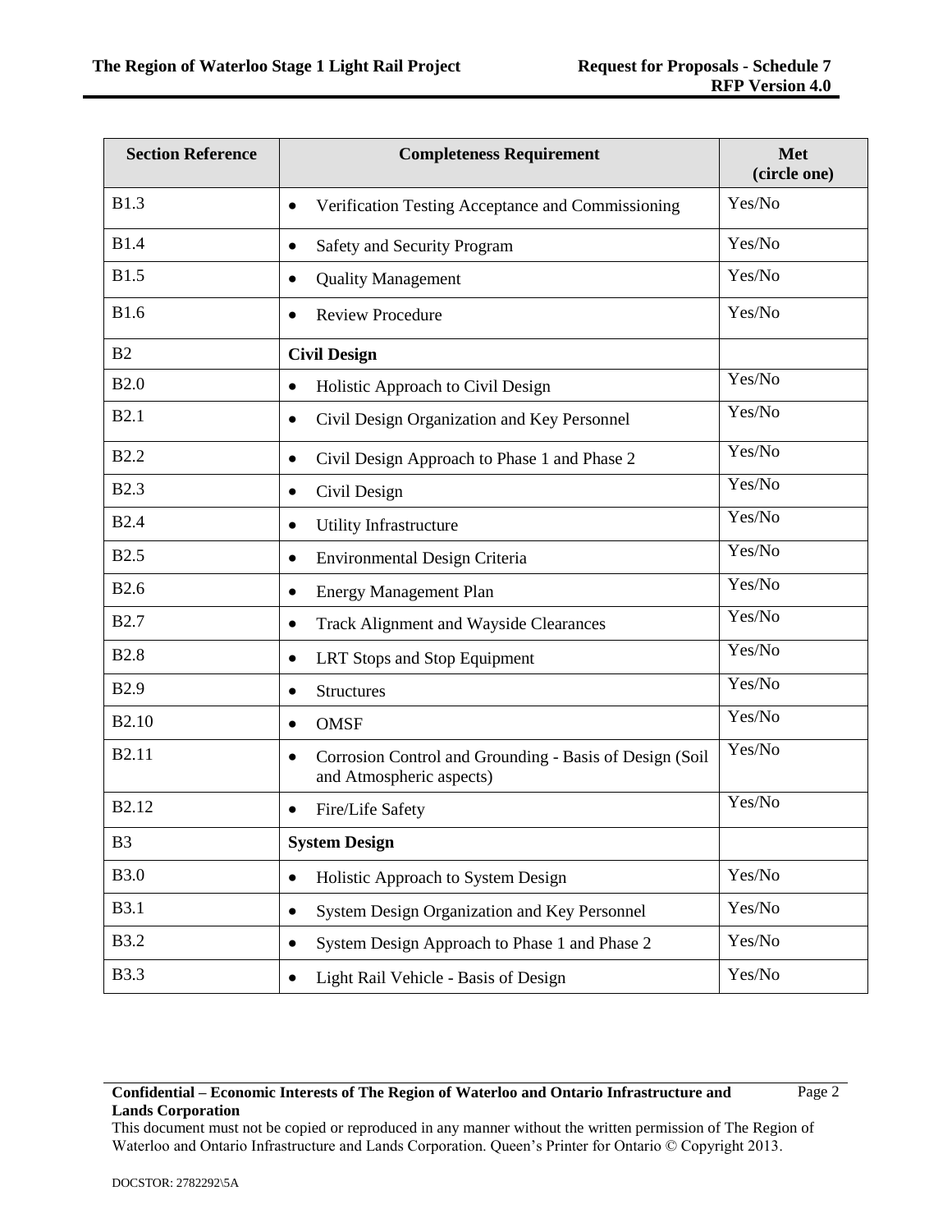| Section Reference | Completeness Requirement | Met (circle one) |
|---|---|---|
| B1.3 | • Verification Testing Acceptance and Commissioning | Yes/No |
| B1.4 | • Safety and Security Program | Yes/No |
| B1.5 | • Quality Management | Yes/No |
| B1.6 | • Review Procedure | Yes/No |
| B2 | **Civil Design** | |
| B2.0 | • Holistic Approach to Civil Design | Yes/No |
| B2.1 | • Civil Design Organization and Key Personnel | Yes/No |
| B2.2 | • Civil Design Approach to Phase 1 and Phase 2 | Yes/No |
| B2.3 | • Civil Design | Yes/No |
| B2.4 | • Utility Infrastructure | Yes/No |
| B2.5 | • Environmental Design Criteria | Yes/No |
| B2.6 | • Energy Management Plan | Yes/No |
| B2.7 | • Track Alignment and Wayside Clearances | Yes/No |
| B2.8 | • LRT Stops and Stop Equipment | Yes/No |
| B2.9 | • Structures | Yes/No |
| B2.10 | • OMSF | Yes/No |
| B2.11 | • Corrosion Control and Grounding - Basis of Design (Soil and Atmospheric aspects) | Yes/No |
| B2.12 | • Fire/Life Safety | Yes/No |
| B3 | **System Design** | |
| B3.0 | • Holistic Approach to System Design | Yes/No |
| B3.1 | • System Design Organization and Key Personnel | Yes/No |
| B3.2 | • System Design Approach to Phase 1 and Phase 2 | Yes/No |
| B3.3 | • Light Rail Vehicle - Basis of Design | Yes/No |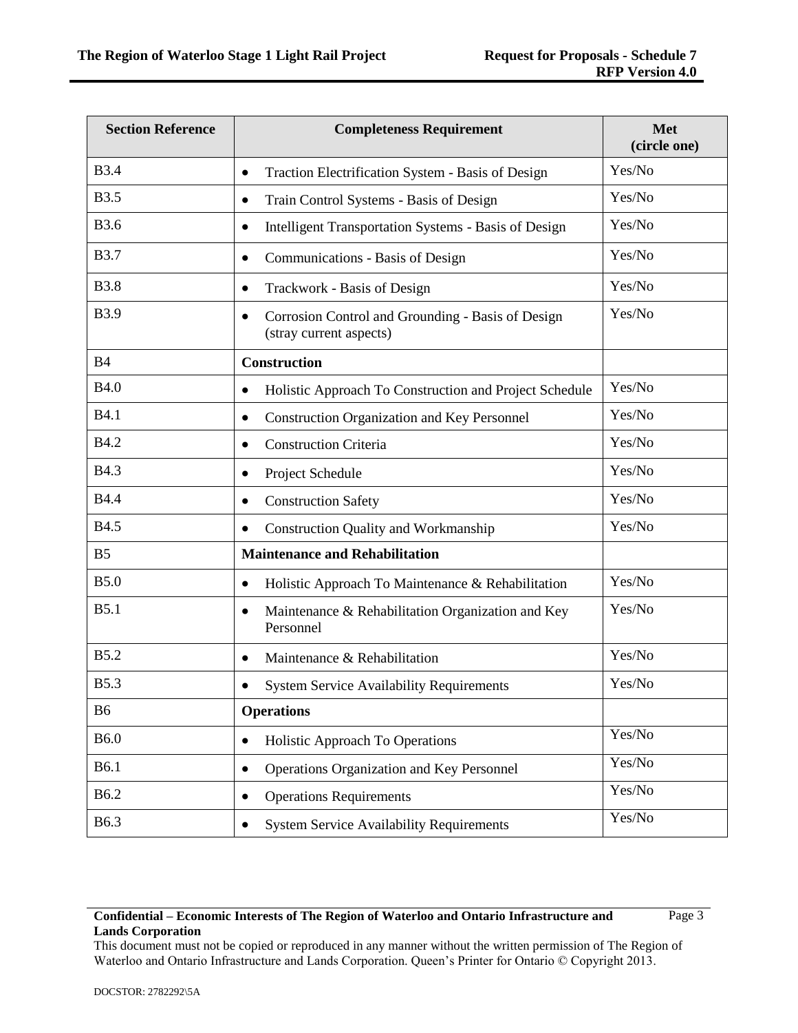| Section Reference | Completeness Requirement | Met (circle one) |
|---|---|---|
| B3.4 | • Traction Electrification System - Basis of Design | Yes/No |
| B3.5 | • Train Control Systems - Basis of Design | Yes/No |
| B3.6 | • Intelligent Transportation Systems - Basis of Design | Yes/No |
| B3.7 | • Communications - Basis of Design | Yes/No |
| B3.8 | • Trackwork - Basis of Design | Yes/No |
| B3.9 | • Corrosion Control and Grounding - Basis of Design (stray current aspects) | Yes/No |
| B4 | **Construction** | |
| B4.0 | • Holistic Approach To Construction and Project Schedule | Yes/No |
| B4.1 | • Construction Organization and Key Personnel | Yes/No |
| B4.2 | • Construction Criteria | Yes/No |
| B4.3 | • Project Schedule | Yes/No |
| B4.4 | • Construction Safety | Yes/No |
| B4.5 | • Construction Quality and Workmanship | Yes/No |
| B5 | **Maintenance and Rehabilitation** | |
| B5.0 | • Holistic Approach To Maintenance & Rehabilitation | Yes/No |
| B5.1 | • Maintenance & Rehabilitation Organization and Key Personnel | Yes/No |
| B5.2 | • Maintenance & Rehabilitation | Yes/No |
| B5.3 | • System Service Availability Requirements | Yes/No |
| B6 | **Operations** | |
| B6.0 | • Holistic Approach To Operations | Yes/No |
| B6.1 | • Operations Organization and Key Personnel | Yes/No |
| B6.2 | • Operations Requirements | Yes/No |
| B6.3 | • System Service Availability Requirements | Yes/No |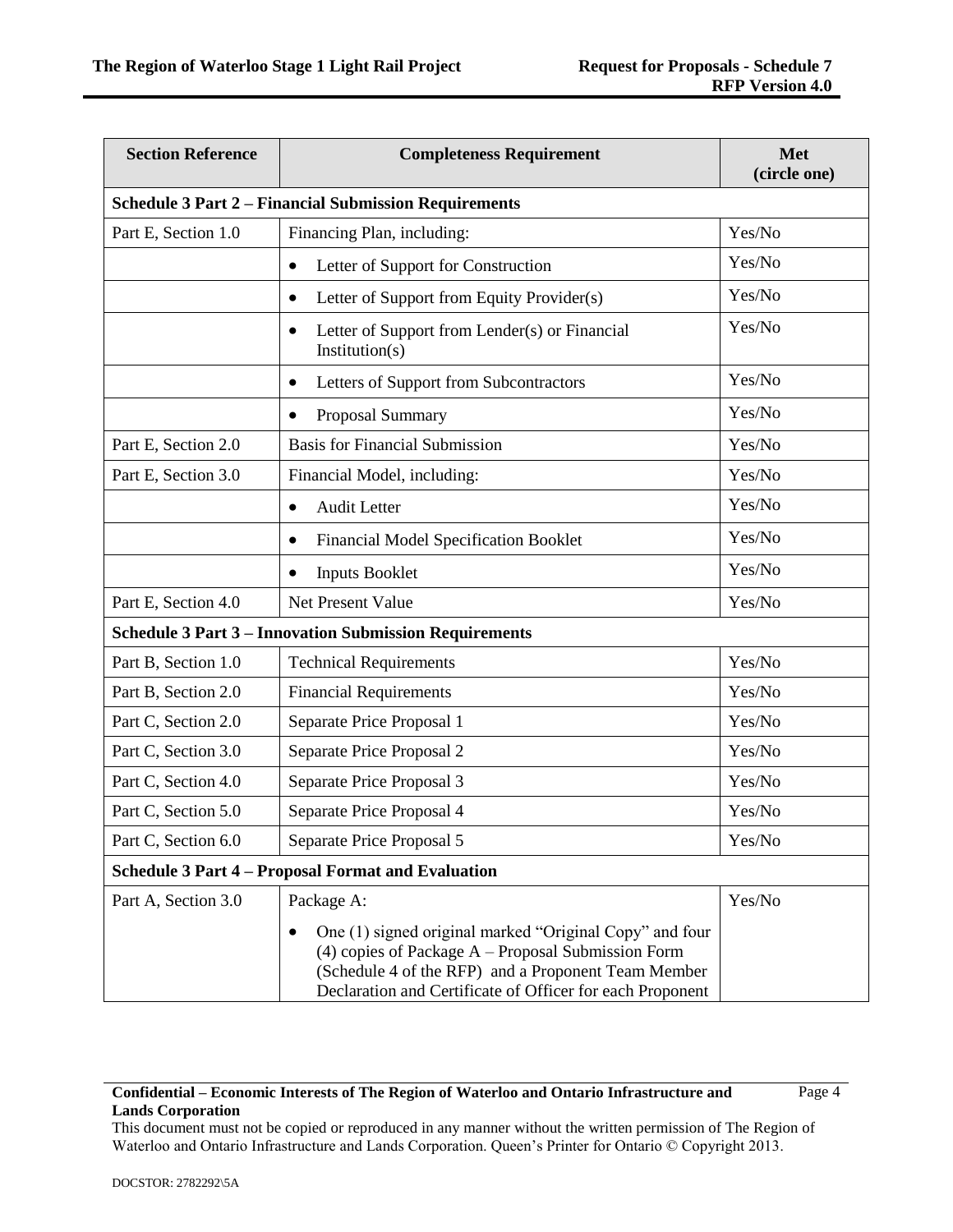| Section Reference | Completeness Requirement | Met (circle one) |
|---|---|---|
| **Schedule 3 Part 2 – Financial Submission Requirements** | | |
| Part E, Section 1.0 | Financing Plan, including: | Yes/No |
| | • Letter of Support for Construction | Yes/No |
| | • Letter of Support from Equity Provider(s) | Yes/No |
| | • Letter of Support from Lender(s) or Financial Institution(s) | Yes/No |
| | • Letters of Support from Subcontractors | Yes/No |
| | • Proposal Summary | Yes/No |
| Part E, Section 2.0 | Basis for Financial Submission | Yes/No |
| Part E, Section 3.0 | Financial Model, including: | Yes/No |
| | • Audit Letter | Yes/No |
| | • Financial Model Specification Booklet | Yes/No |
| | • Inputs Booklet | Yes/No |
| Part E, Section 4.0 | Net Present Value | Yes/No |
| **Schedule 3 Part 3 – Innovation Submission Requirements** | | |
| Part B, Section 1.0 | Technical Requirements | Yes/No |
| Part B, Section 2.0 | Financial Requirements | Yes/No |
| Part C, Section 2.0 | Separate Price Proposal 1 | Yes/No |
| Part C, Section 3.0 | Separate Price Proposal 2 | Yes/No |
| Part C, Section 4.0 | Separate Price Proposal 3 | Yes/No |
| Part C, Section 5.0 | Separate Price Proposal 4 | Yes/No |
| Part C, Section 6.0 | Separate Price Proposal 5 | Yes/No |
| **Schedule 3 Part 4 – Proposal Format and Evaluation** | | |
| Part A, Section 3.0 | Package A:<br>• One (1) signed original marked "Original Copy" and four (4) copies of Package A – Proposal Submission Form (Schedule 4 of the RFP) and a Proponent Team Member Declaration and Certificate of Officer for each Proponent | Yes/No |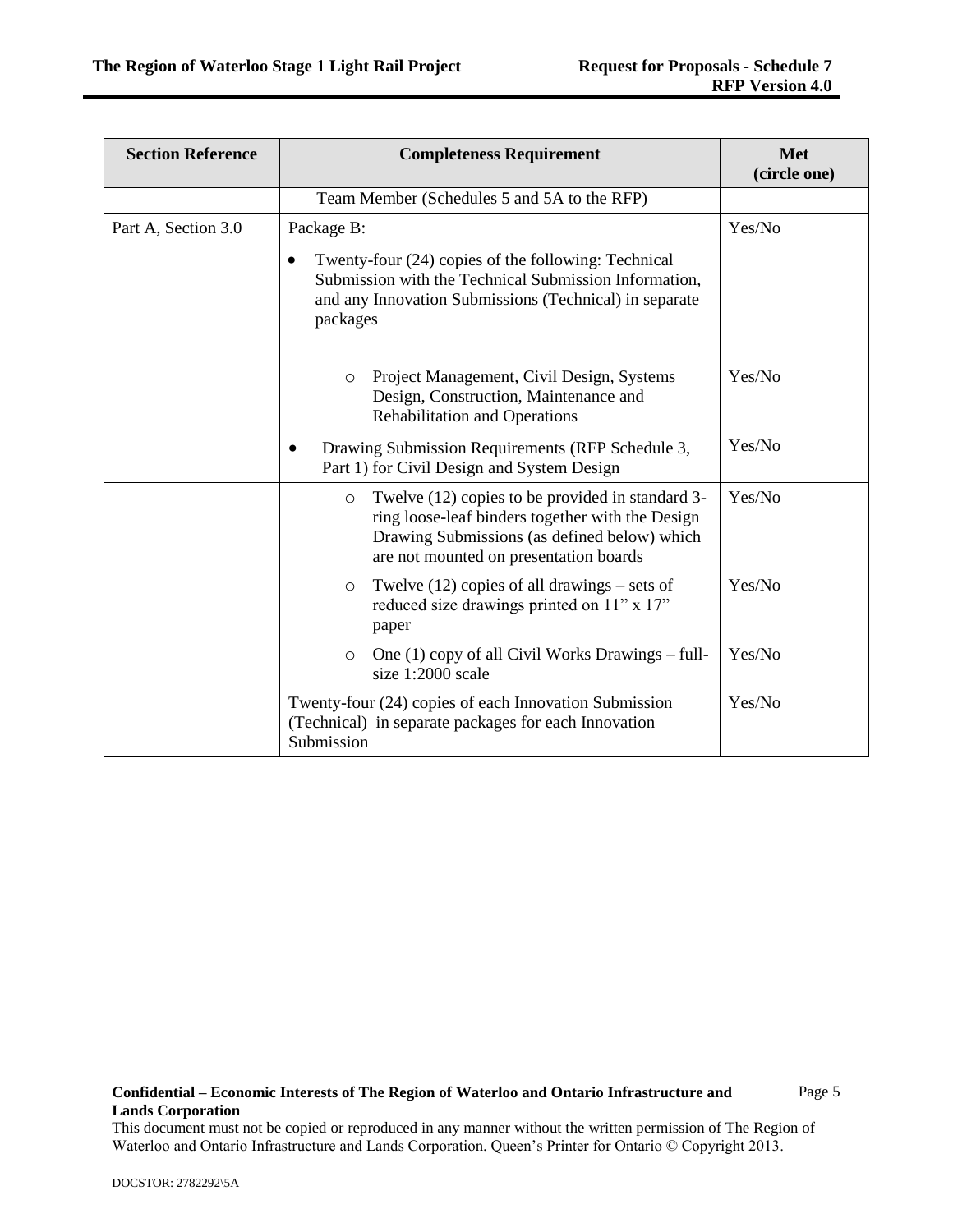| Section Reference | Completeness Requirement | Met (circle one) |
|---|---|---|
| | Team Member (Schedules 5 and 5A to the RFP) | |
| Part A, Section 3.0 | Package B:<br>• Twenty-four (24) copies of the following: Technical Submission with the Technical Submission Information, and any Innovation Submissions (Technical) in separate packages | Yes/No |
| | ○ Project Management, Civil Design, Systems Design, Construction, Maintenance and Rehabilitation and Operations | Yes/No |
| | • Drawing Submission Requirements (RFP Schedule 3, Part 1) for Civil Design and System Design | Yes/No |
| | ○ Twelve (12) copies to be provided in standard 3-ring loose-leaf binders together with the Design Drawing Submissions (as defined below) which are not mounted on presentation boards | Yes/No |
| | ○ Twelve (12) copies of all drawings – sets of reduced size drawings printed on 11" x 17" paper | Yes/No |
| | ○ One (1) copy of all Civil Works Drawings – full-size 1:2000 scale | Yes/No |
| | Twenty-four (24) copies of each Innovation Submission (Technical) in separate packages for each Innovation Submission | Yes/No |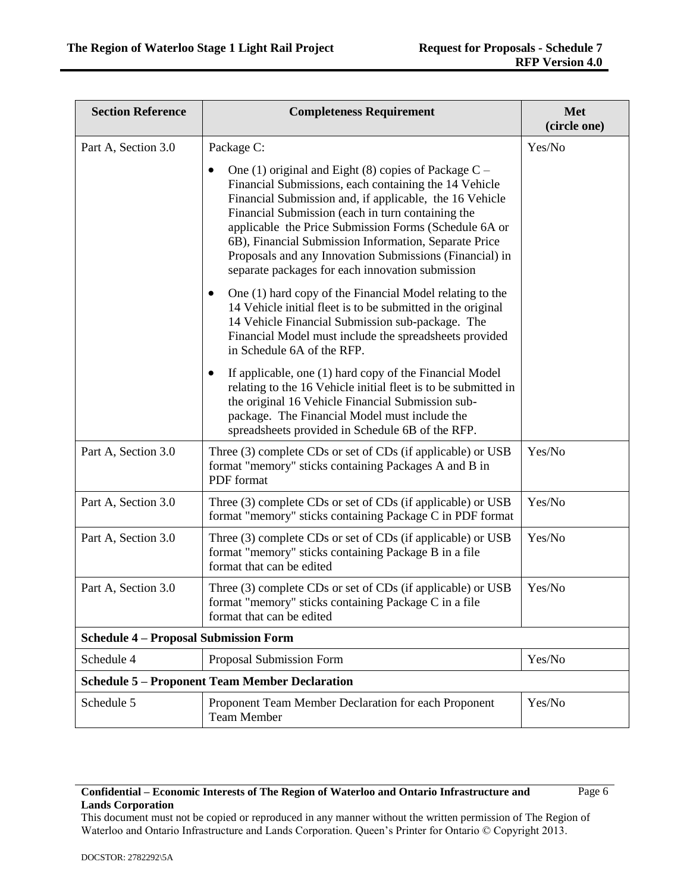| Section Reference | Completeness Requirement | Met (circle one) |
|---|---|---|
| Part A, Section 3.0 | Package C:<br>• One (1) original and Eight (8) copies of Package C – Financial Submissions, each containing the 14 Vehicle Financial Submission and, if applicable, the 16 Vehicle Financial Submission (each in turn containing the applicable the Price Submission Forms (Schedule 6A or 6B), Financial Submission Information, Separate Price Proposals and any Innovation Submissions (Financial) in separate packages for each innovation submission<br>• One (1) hard copy of the Financial Model relating to the 14 Vehicle initial fleet is to be submitted in the original 14 Vehicle Financial Submission sub-package. The Financial Model must include the spreadsheets provided in Schedule 6A of the RFP.<br>• If applicable, one (1) hard copy of the Financial Model relating to the 16 Vehicle initial fleet is to be submitted in the original 16 Vehicle Financial Submission sub-package. The Financial Model must include the spreadsheets provided in Schedule 6B of the RFP. | Yes/No |
| Part A, Section 3.0 | Three (3) complete CDs or set of CDs (if applicable) or USB format "memory" sticks containing Packages A and B in PDF format | Yes/No |
| Part A, Section 3.0 | Three (3) complete CDs or set of CDs (if applicable) or USB format "memory" sticks containing Package C in PDF format | Yes/No |
| Part A, Section 3.0 | Three (3) complete CDs or set of CDs (if applicable) or USB format "memory" sticks containing Package B in a file format that can be edited | Yes/No |
| Part A, Section 3.0 | Three (3) complete CDs or set of CDs (if applicable) or USB format "memory" sticks containing Package C in a file format that can be edited | Yes/No |
| **Schedule 4 – Proposal Submission Form** | | |
| Schedule 4 | Proposal Submission Form | Yes/No |
| **Schedule 5 – Proponent Team Member Declaration** | | |
| Schedule 5 | Proponent Team Member Declaration for each Proponent Team Member | Yes/No |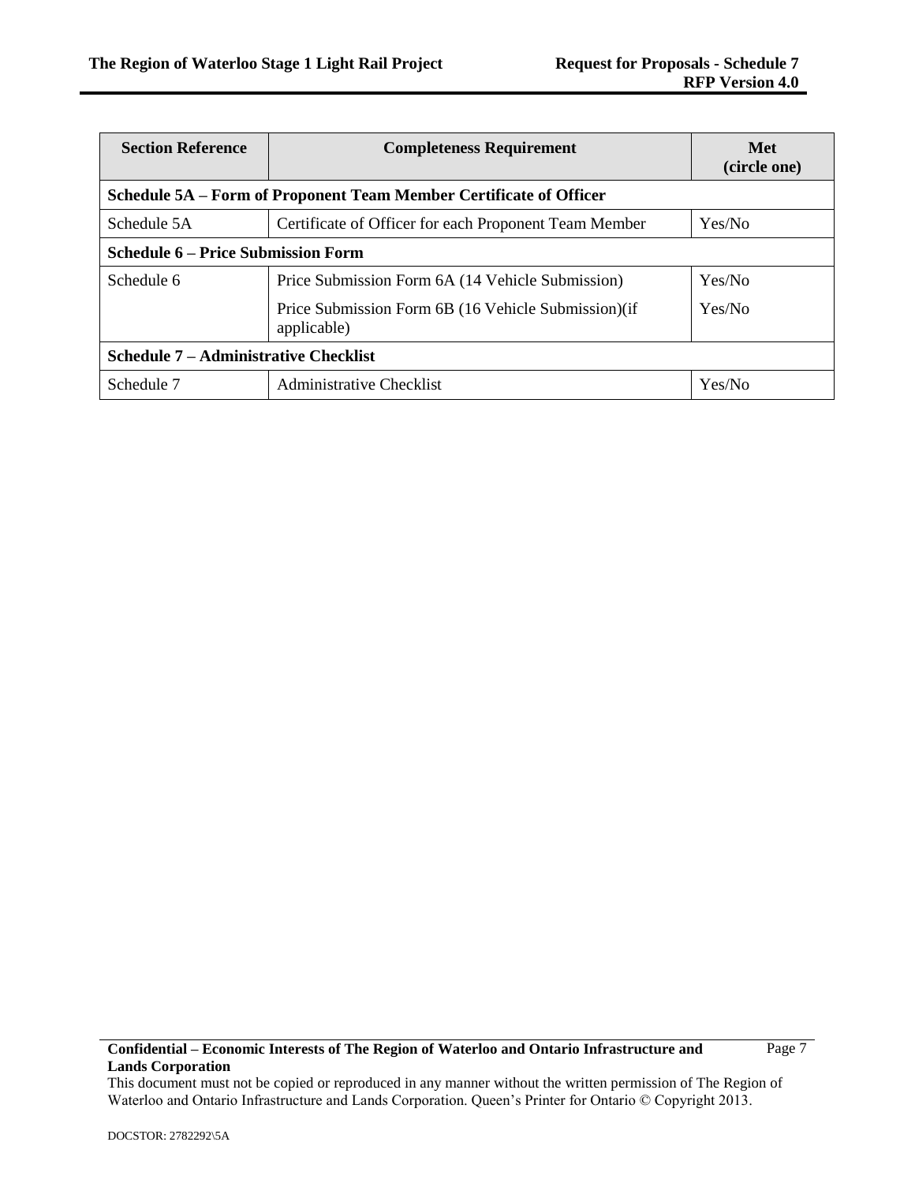| Section Reference | Completeness Requirement | Met (circle one) |
|---|---|---|
| **Schedule 5A – Form of Proponent Team Member Certificate of Officer** | | |
| Schedule 5A | Certificate of Officer for each Proponent Team Member | Yes/No |
| **Schedule 6 – Price Submission Form** | | |
| Schedule 6 | Price Submission Form 6A (14 Vehicle Submission) | Yes/No |
| | Price Submission Form 6B (16 Vehicle Submission)(if applicable) | Yes/No |
| **Schedule 7 – Administrative Checklist** | | |
| Schedule 7 | Administrative Checklist | Yes/No |

**Confidential – Economic Interests of The Region of Waterloo and Ontario Infrastructure and Lands Corporation**

This document must not be copied or reproduced in any manner without the written permission of The Region of Waterloo and Ontario Infrastructure and Lands Corporation. Queen's Printer for Ontario © Copyright 2013.

DOCSTOR: 2782292\5A